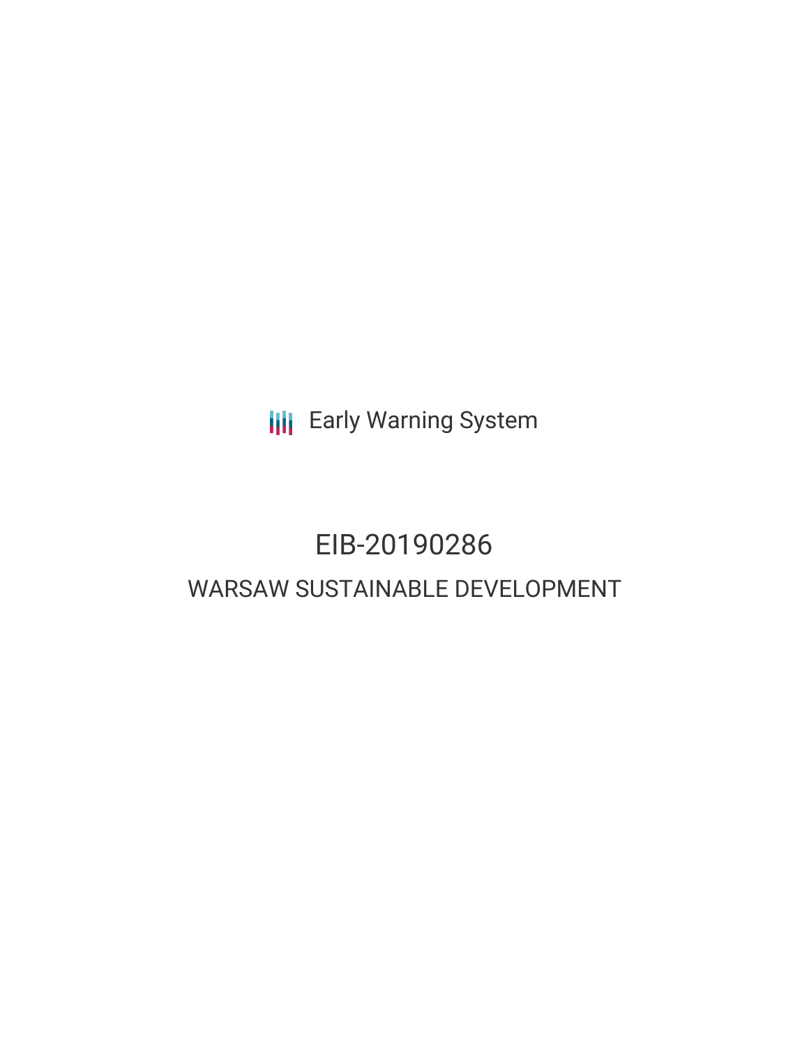Early Warning System

# EIB-20190286

## WARSAW SUSTAINABLE DEVELOPMENT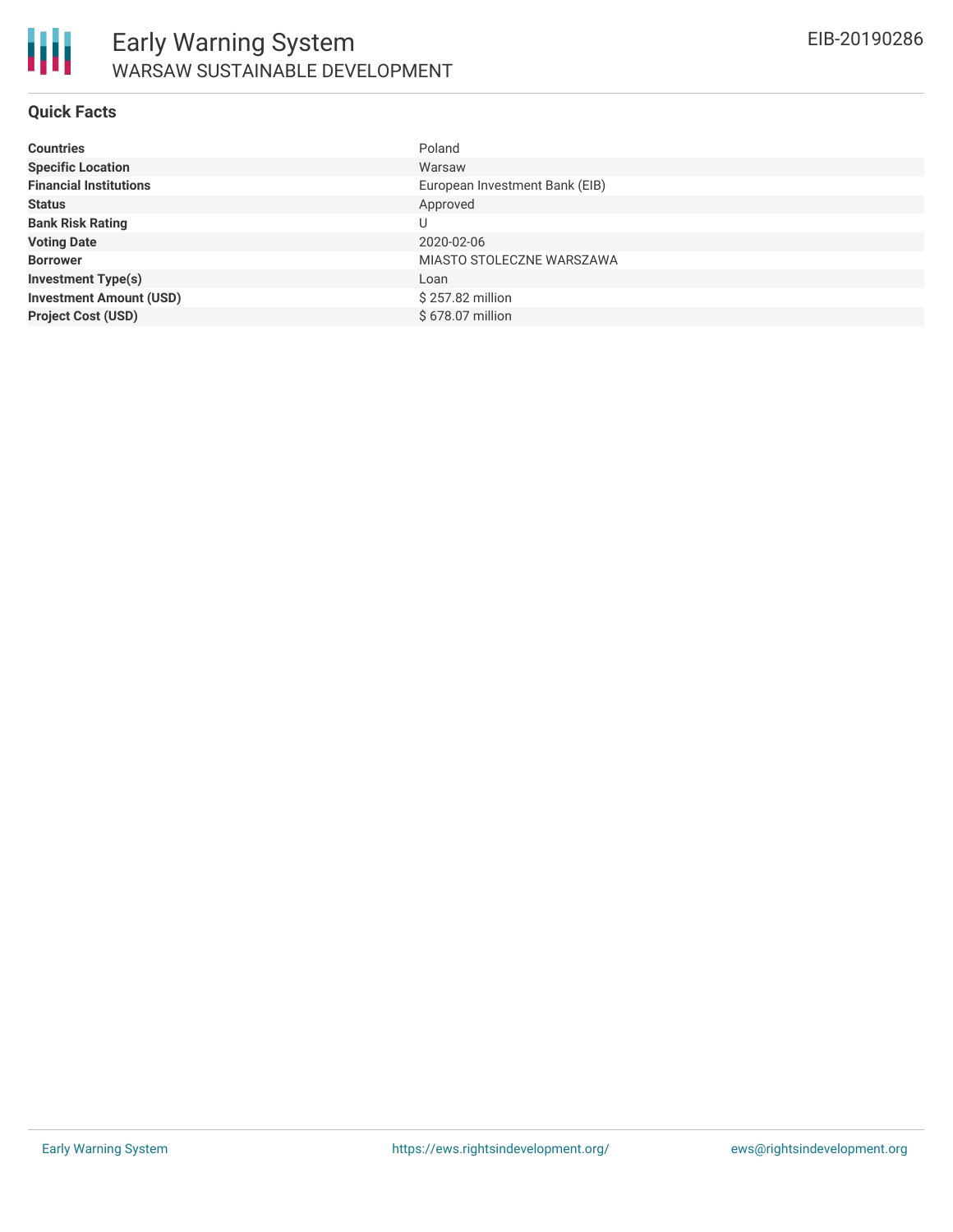# Early Warning System

## WARSAW SUSTAINABLE DEVELOPMENT

EIB-20190286

### Quick Facts

| | |
|---|---|
| **Countries** | Poland |
| **Specific Location** | Warsaw |
| **Financial Institutions** | European Investment Bank (EIB) |
| **Status** | Approved |
| **Bank Risk Rating** | U |
| **Voting Date** | 2020-02-06 |
| **Borrower** | MIASTO STOLECZNE WARSZAWA |
| **Investment Type(s)** | Loan |
| **Investment Amount (USD)** | $ 257.82 million |
| **Project Cost (USD)** | $ 678.07 million |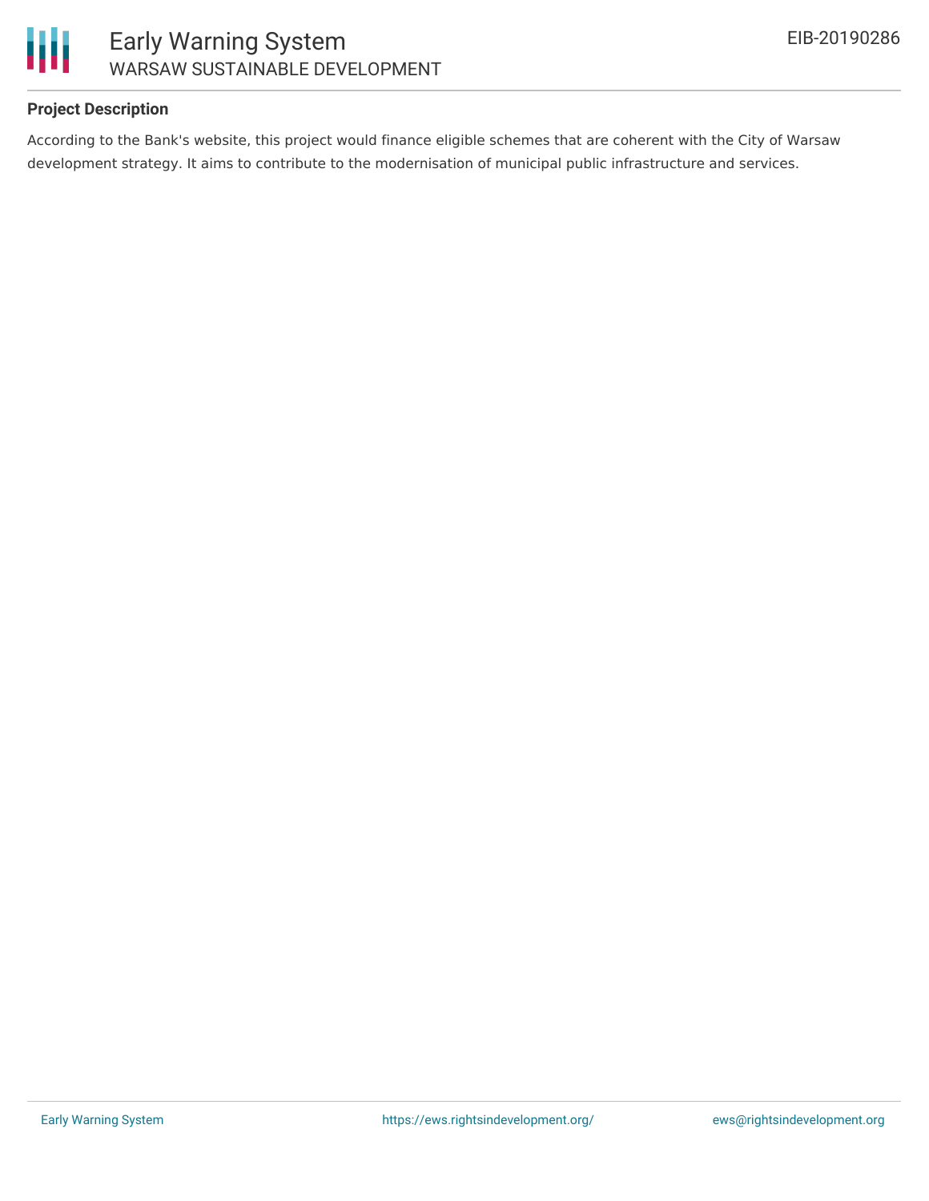## Project Description

According to the Bank's website, this project would finance eligible schemes that are coherent with the City of Warsaw development strategy. It aims to contribute to the modernisation of municipal public infrastructure and services.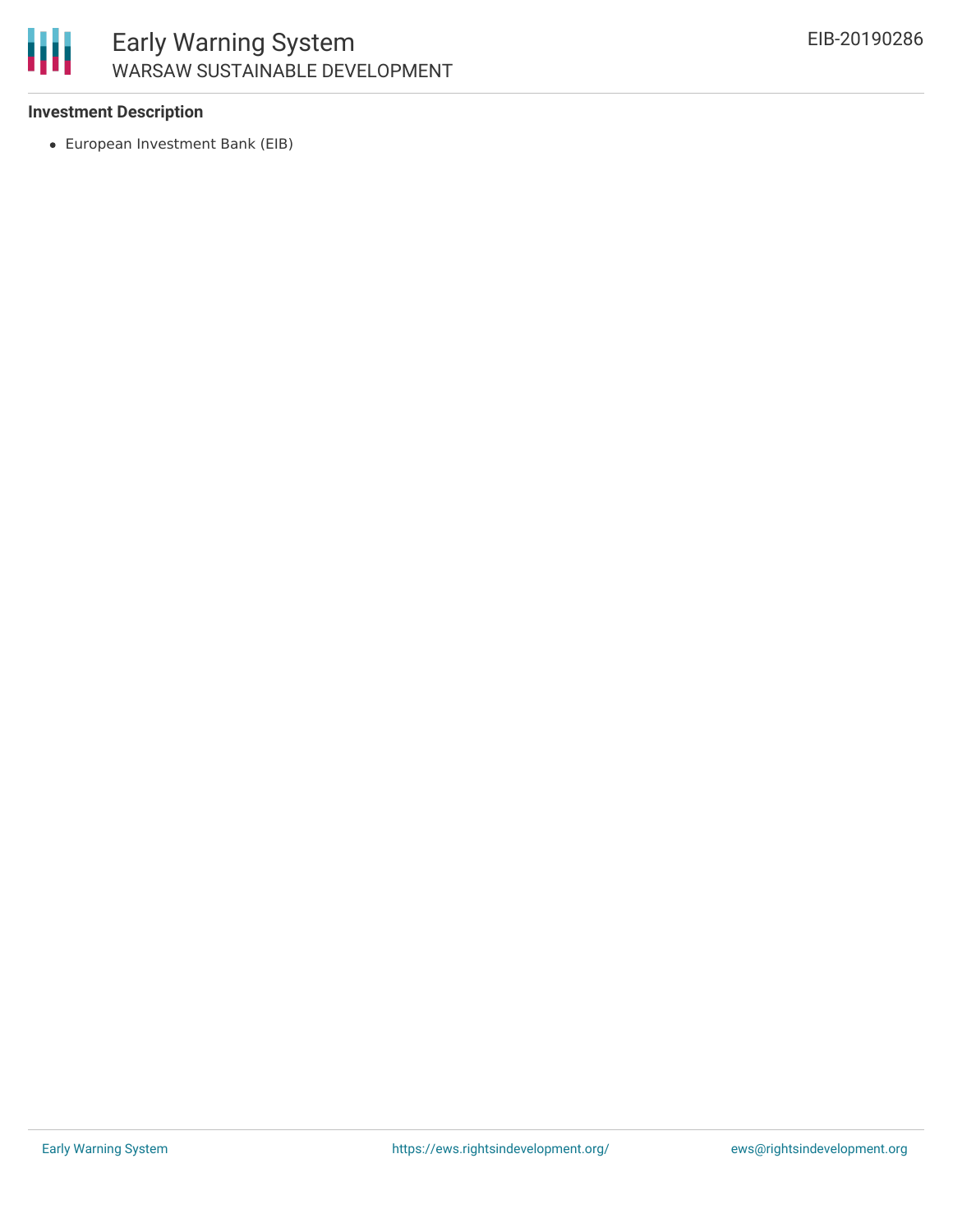**Investment Description**

- European Investment Bank (EIB)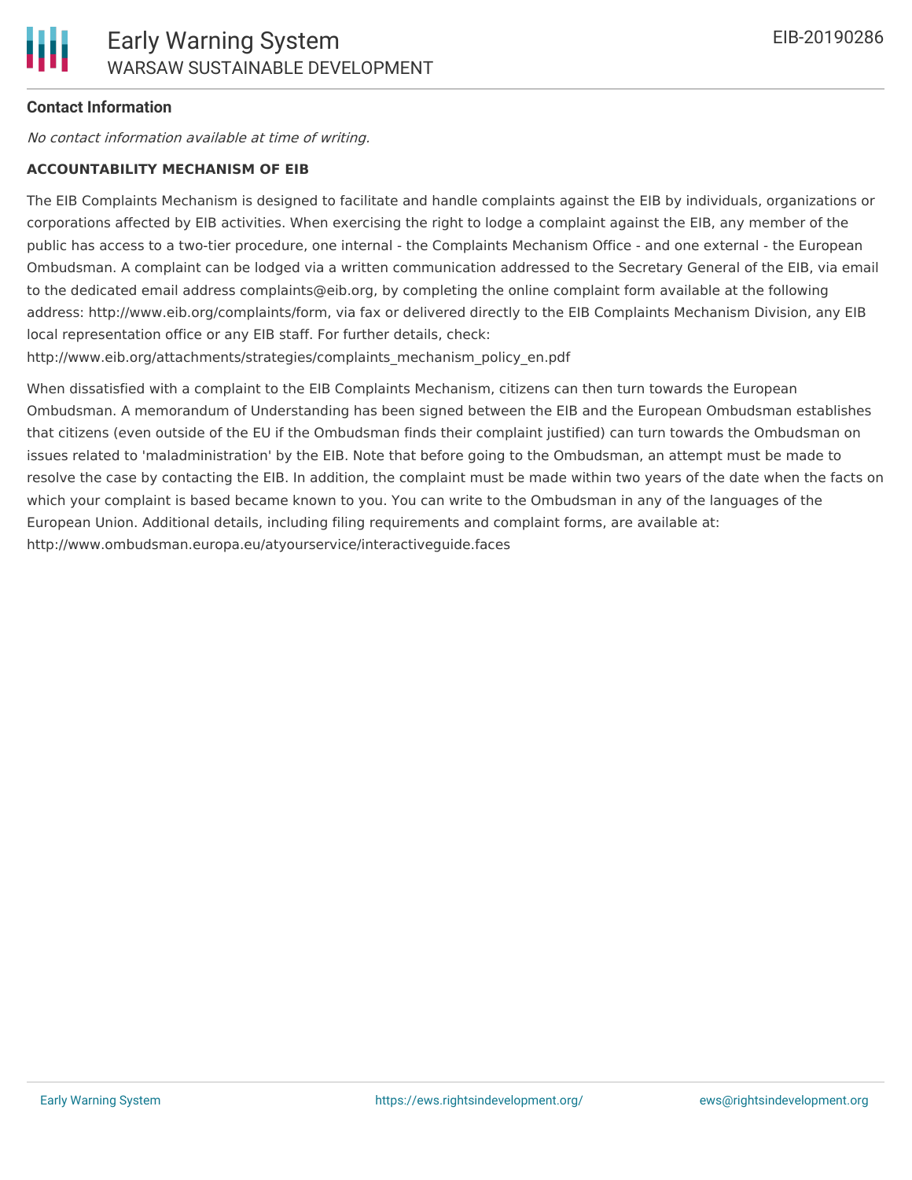**Contact Information**

*No contact information available at time of writing.*

**ACCOUNTABILITY MECHANISM OF EIB**

The EIB Complaints Mechanism is designed to facilitate and handle complaints against the EIB by individuals, organizations or corporations affected by EIB activities. When exercising the right to lodge a complaint against the EIB, any member of the public has access to a two-tier procedure, one internal - the Complaints Mechanism Office - and one external - the European Ombudsman. A complaint can be lodged via a written communication addressed to the Secretary General of the EIB, via email to the dedicated email address complaints@eib.org, by completing the online complaint form available at the following address: http://www.eib.org/complaints/form, via fax or delivered directly to the EIB Complaints Mechanism Division, any EIB local representation office or any EIB staff. For further details, check: http://www.eib.org/attachments/strategies/complaints_mechanism_policy_en.pdf

When dissatisfied with a complaint to the EIB Complaints Mechanism, citizens can then turn towards the European Ombudsman. A memorandum of Understanding has been signed between the EIB and the European Ombudsman establishes that citizens (even outside of the EU if the Ombudsman finds their complaint justified) can turn towards the Ombudsman on issues related to 'maladministration' by the EIB. Note that before going to the Ombudsman, an attempt must be made to resolve the case by contacting the EIB. In addition, the complaint must be made within two years of the date when the facts on which your complaint is based became known to you. You can write to the Ombudsman in any of the languages of the European Union. Additional details, including filing requirements and complaint forms, are available at: http://www.ombudsman.europa.eu/atyourservice/interactiveguide.faces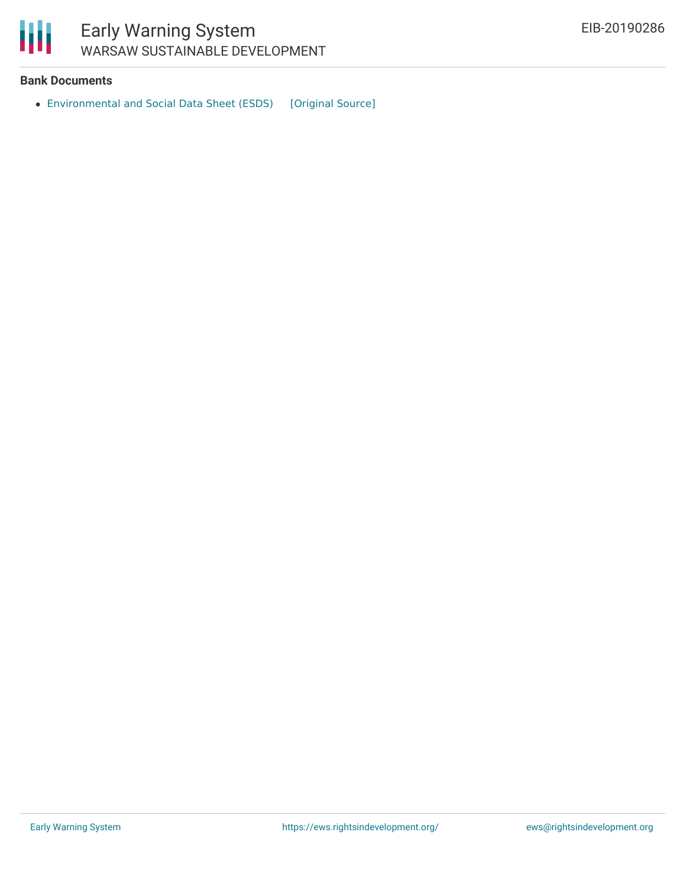**Bank Documents**

- Environmental and Social Data Sheet (ESDS) [Original Source]